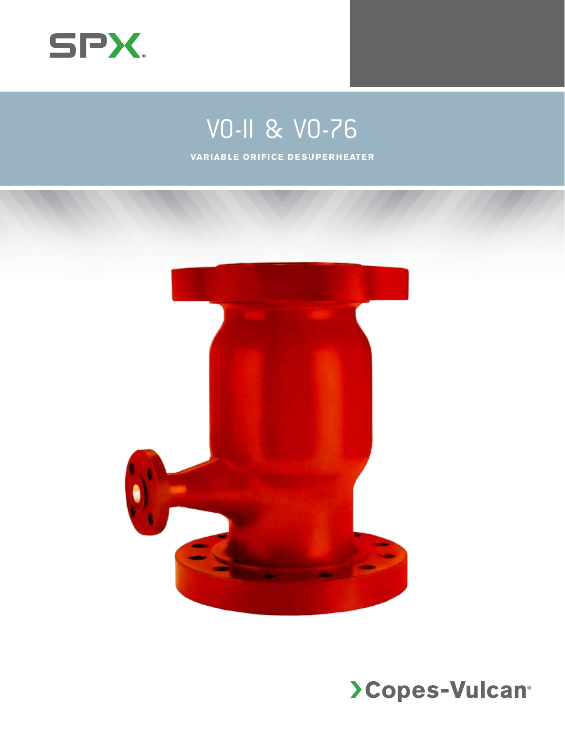SPX

# VO-II & VO-76

## VARIABLE ORIFICE DESUPERHEATER

Copes-Vulcan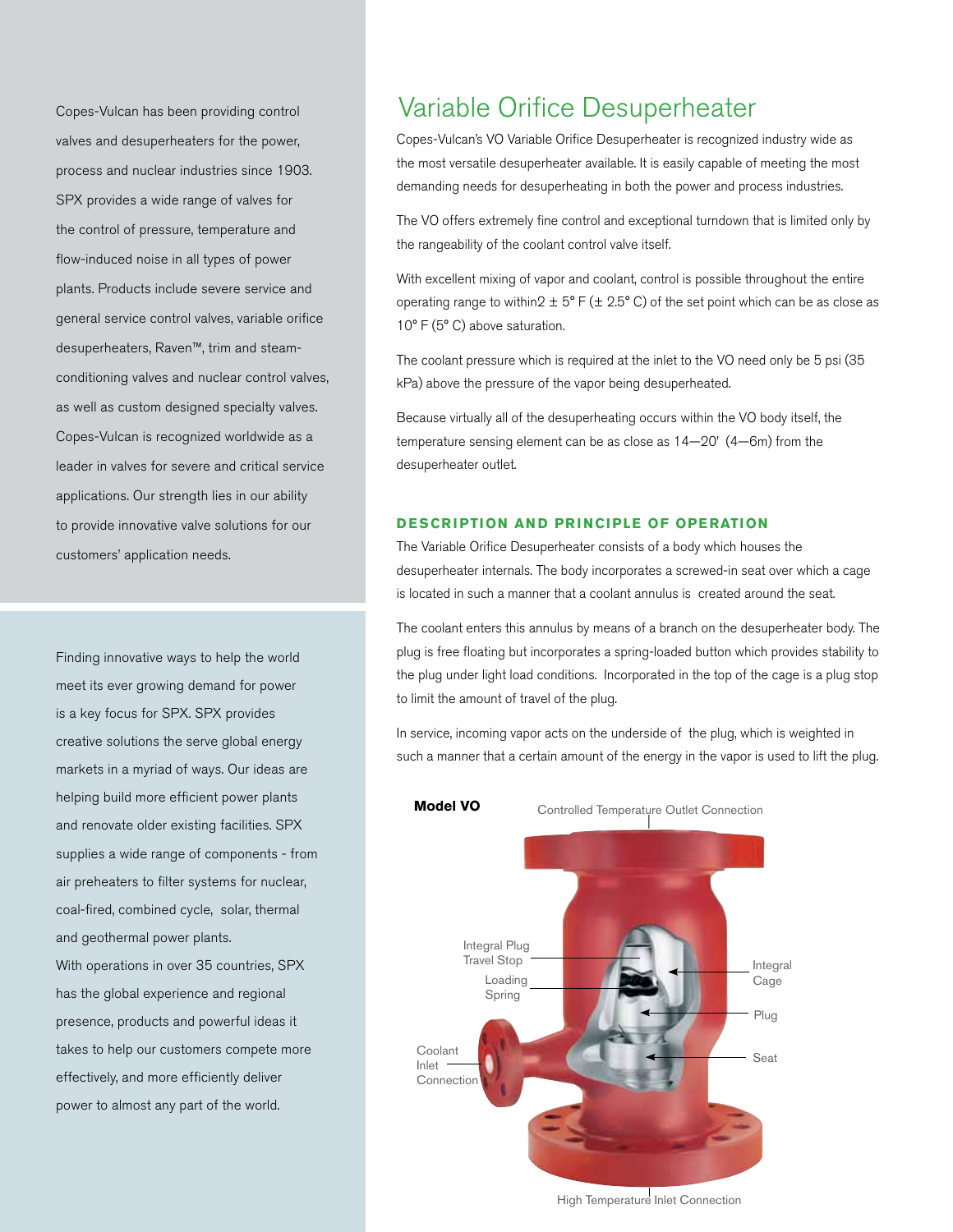Copes-Vulcan has been providing control valves and desuperheaters for the power, process and nuclear industries since 1903. SPX provides a wide range of valves for the control of pressure, temperature and flow-induced noise in all types of power plants. Products include severe service and general service control valves, variable orifice desuperheaters, Raven™, trim and steam-conditioning valves and nuclear control valves, as well as custom designed specialty valves. Copes-Vulcan is recognized worldwide as a leader in valves for severe and critical service applications. Our strength lies in our ability to provide innovative valve solutions for our customers' application needs.

Finding innovative ways to help the world meet its ever growing demand for power is a key focus for SPX. SPX provides creative solutions the serve global energy markets in a myriad of ways. Our ideas are helping build more efficient power plants and renovate older existing facilities. SPX supplies a wide range of components - from air preheaters to filter systems for nuclear, coal-fired, combined cycle, solar, thermal and geothermal power plants.
With operations in over 35 countries, SPX has the global experience and regional presence, products and powerful ideas it takes to help our customers compete more effectively, and more efficiently deliver power to almost any part of the world.

# Variable Orifice Desuperheater

Copes-Vulcan's VO Variable Orifice Desuperheater is recognized industry wide as the most versatile desuperheater available. It is easily capable of meeting the most demanding needs for desuperheating in both the power and process industries.

The VO offers extremely fine control and exceptional turndown that is limited only by the rangeability of the coolant control valve itself.

With excellent mixing of vapor and coolant, control is possible throughout the entire operating range to within2 ± 5° F (± 2.5° C) of the set point which can be as close as 10° F (5° C) above saturation.

The coolant pressure which is required at the inlet to the VO need only be 5 psi (35 kPa) above the pressure of the vapor being desuperheated.

Because virtually all of the desuperheating occurs within the VO body itself, the temperature sensing element can be as close as 14—20' (4—6m) from the desuperheater outlet.

## DESCRIPTION AND PRINCIPLE OF OPERATION

The Variable Orifice Desuperheater consists of a body which houses the desuperheater internals. The body incorporates a screwed-in seat over which a cage is located in such a manner that a coolant annulus is created around the seat.

The coolant enters this annulus by means of a branch on the desuperheater body. The plug is free floating but incorporates a spring-loaded button which provides stability to the plug under light load conditions. Incorporated in the top of the cage is a plug stop to limit the amount of travel of the plug.

In service, incoming vapor acts on the underside of the plug, which is weighted in such a manner that a certain amount of the energy in the vapor is used to lift the plug.

**Model VO**

Controlled Temperature Outlet Connection

Integral Plug Travel Stop

Loading Spring

Integral Cage

Plug

Seat

Coolant Inlet Connection

High Temperature Inlet Connection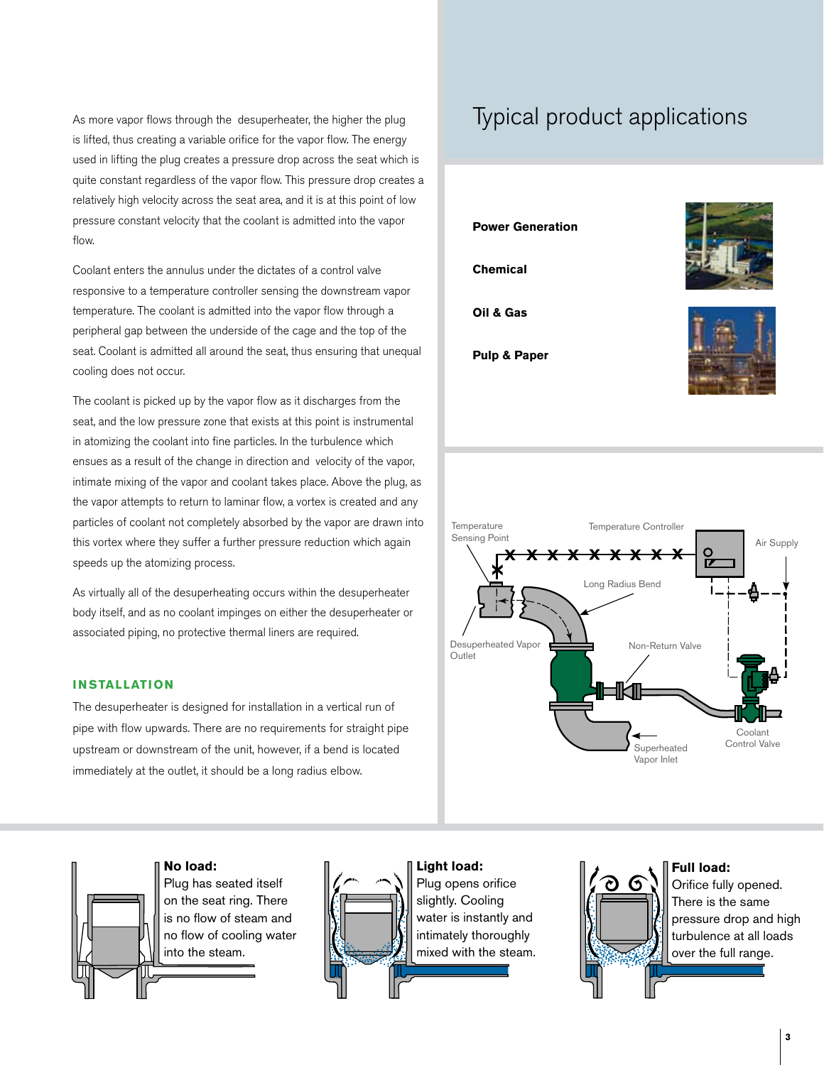As more vapor flows through the desuperheater, the higher the plug is lifted, thus creating a variable orifice for the vapor flow. The energy used in lifting the plug creates a pressure drop across the seat which is quite constant regardless of the vapor flow. This pressure drop creates a relatively high velocity across the seat area, and it is at this point of low pressure constant velocity that the coolant is admitted into the vapor flow.

Coolant enters the annulus under the dictates of a control valve responsive to a temperature controller sensing the downstream vapor temperature. The coolant is admitted into the vapor flow through a peripheral gap between the underside of the cage and the top of the seat. Coolant is admitted all around the seat, thus ensuring that unequal cooling does not occur.

The coolant is picked up by the vapor flow as it discharges from the seat, and the low pressure zone that exists at this point is instrumental in atomizing the coolant into fine particles. In the turbulence which ensues as a result of the change in direction and velocity of the vapor, intimate mixing of the vapor and coolant takes place. Above the plug, as the vapor attempts to return to laminar flow, a vortex is created and any particles of coolant not completely absorbed by the vapor are drawn into this vortex where they suffer a further pressure reduction which again speeds up the atomizing process.

As virtually all of the desuperheating occurs within the desuperheater body itself, and as no coolant impinges on either the desuperheater or associated piping, no protective thermal liners are required.

## INSTALLATION

The desuperheater is designed for installation in a vertical run of pipe with flow upwards. There are no requirements for straight pipe upstream or downstream of the unit, however, if a bend is located immediately at the outlet, it should be a long radius elbow.

## Typical product applications

**Power Generation**

**Chemical**

**Oil & Gas**

**Pulp & Paper**

Temperature Sensing Point — Temperature Controller — Air Supply — Long Radius Bend — Desuperheated Vapor Outlet — Non-Return Valve — Coolant Control Valve — Superheated Vapor Inlet

**No load:** Plug has seated itself on the seat ring. There is no flow of steam and no flow of cooling water into the steam.

**Light load:** Plug opens orifice slightly. Cooling water is instantly and intimately thoroughly mixed with the steam.

**Full load:** Orifice fully opened. There is the same pressure drop and high turbulence at all loads over the full range.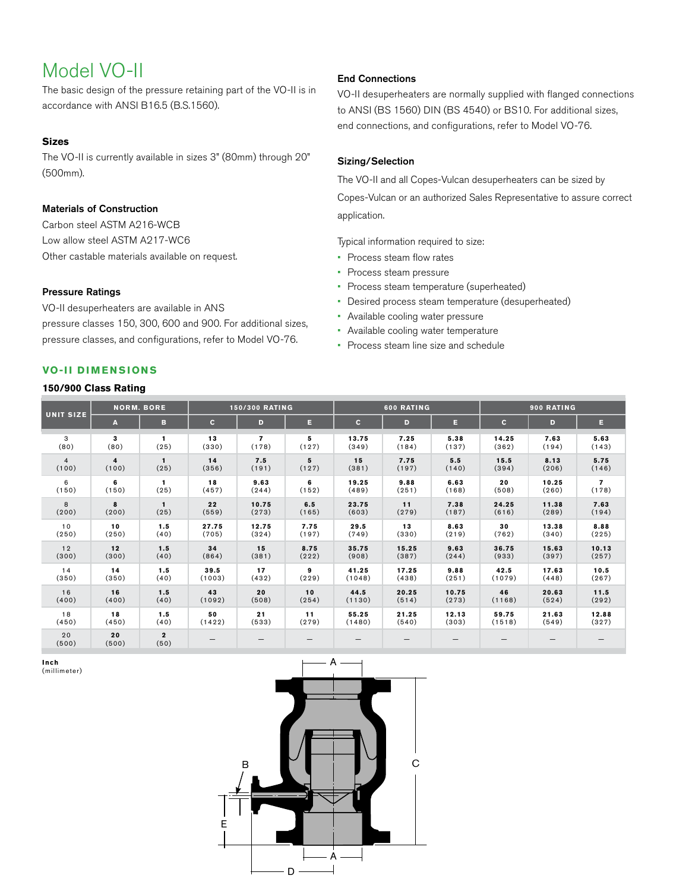# Model VO-II

The basic design of the pressure retaining part of the VO-II is in accordance with ANSI B16.5 (B.S.1560).

### Sizes

The VO-II is currently available in sizes 3" (80mm) through 20" (500mm).

### Materials of Construction

Carbon steel ASTM A216-WCB
Low allow steel ASTM A217-WC6
Other castable materials available on request.

### Pressure Ratings

VO-II desuperheaters are available in ANS pressure classes 150, 300, 600 and 900. For additional sizes, pressure classes, and configurations, refer to Model VO-76.

### End Connections

VO-II desuperheaters are normally supplied with flanged connections to ANSI (BS 1560) DIN (BS 4540) or BS10. For additional sizes, end connections, and configurations, refer to Model VO-76.

### Sizing/Selection

The VO-II and all Copes-Vulcan desuperheaters can be sized by Copes-Vulcan or an authorized Sales Representative to assure correct application.

Typical information required to size:

- Process steam flow rates
- Process steam pressure
- Process steam temperature (superheated)
- Desired process steam temperature (desuperheated)
- Available cooling water pressure
- Available cooling water temperature
- Process steam line size and schedule

## VO-II DIMENSIONS

### 150/900 Class Rating

| UNIT SIZE | NORM. BORE | | 150/300 RATING | | | 600 RATING | | | 900 RATING | | |
|---|---|---|---|---|---|---|---|---|---|---|---|
| | A | B | C | D | E | C | D | E | C | D | E |
| 3 (80) | 3 (80) | 1 (25) | 13 (330) | 7 (178) | 5 (127) | 13.75 (349) | 7.25 (184) | 5.38 (137) | 14.25 (362) | 7.63 (194) | 5.63 (143) |
| 4 (100) | 4 (100) | 1 (25) | 14 (356) | 7.5 (191) | 5 (127) | 15 (381) | 7.75 (197) | 5.5 (140) | 15.5 (394) | 8.13 (206) | 5.75 (146) |
| 6 (150) | 6 (150) | 1 (25) | 18 (457) | 9.63 (244) | 6 (152) | 19.25 (489) | 9.88 (251) | 6.63 (168) | 20 (508) | 10.25 (260) | 7 (178) |
| 8 (200) | 8 (200) | 1 (25) | 22 (559) | 10.75 (273) | 6.5 (165) | 23.75 (603) | 11 (279) | 7.38 (187) | 24.25 (616) | 11.38 (289) | 7.63 (194) |
| 10 (250) | 10 (250) | 1.5 (40) | 27.75 (705) | 12.75 (324) | 7.75 (197) | 29.5 (749) | 13 (330) | 8.63 (219) | 30 (762) | 13.38 (340) | 8.88 (225) |
| 12 (300) | 12 (300) | 1.5 (40) | 34 (864) | 15 (381) | 8.75 (222) | 35.75 (908) | 15.25 (387) | 9.63 (244) | 36.75 (933) | 15.63 (397) | 10.13 (257) |
| 14 (350) | 14 (350) | 1.5 (40) | 39.5 (1003) | 17 (432) | 9 (229) | 41.25 (1048) | 17.25 (438) | 9.88 (251) | 42.5 (1079) | 17.63 (448) | 10.5 (267) |
| 16 (400) | 16 (400) | 1.5 (40) | 43 (1092) | 20 (508) | 10 (254) | 44.5 (1130) | 20.25 (514) | 10.75 (273) | 46 (1168) | 20.63 (524) | 11.5 (292) |
| 18 (450) | 18 (450) | 1.5 (40) | 50 (1422) | 21 (533) | 11 (279) | 55.25 (1480) | 21.25 (540) | 12.13 (303) | 59.75 (1518) | 21.63 (549) | 12.88 (327) |
| 20 (500) | 20 (500) | 2 (50) | – | – | – | – | – | – | – | – | – |

**Inch**
(millimeter)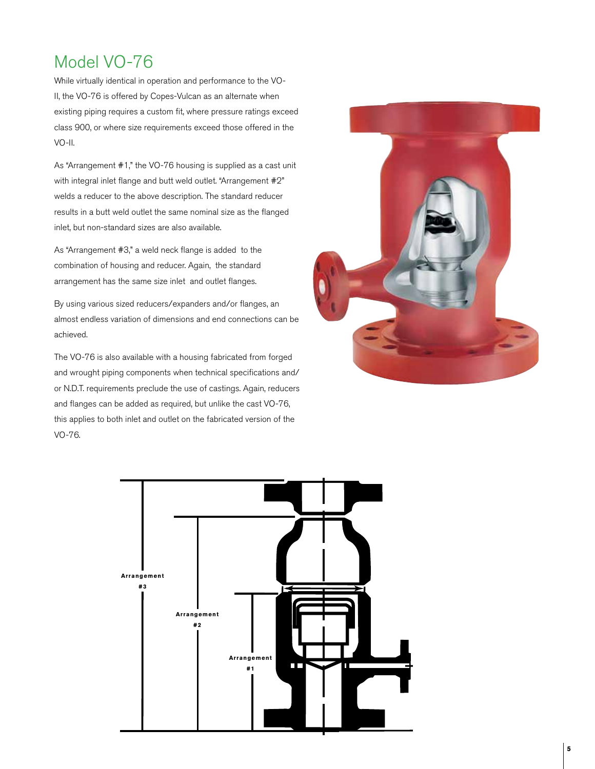# Model VO-76

While virtually identical in operation and performance to the VO-II, the VO-76 is offered by Copes-Vulcan as an alternate when existing piping requires a custom fit, where pressure ratings exceed class 900, or where size requirements exceed those offered in the VO-II.

As "Arrangement #1," the VO-76 housing is supplied as a cast unit with integral inlet flange and butt weld outlet. "Arrangement #2" welds a reducer to the above description. The standard reducer results in a butt weld outlet the same nominal size as the flanged inlet, but non-standard sizes are also available.

As "Arrangement #3," a weld neck flange is added to the combination of housing and reducer. Again, the standard arrangement has the same size inlet and outlet flanges.

By using various sized reducers/expanders and/or flanges, an almost endless variation of dimensions and end connections can be achieved.

The VO-76 is also available with a housing fabricated from forged and wrought piping components when technical specifications and/or N.D.T. requirements preclude the use of castings. Again, reducers and flanges can be added as required, but unlike the cast VO-76, this applies to both inlet and outlet on the fabricated version of the VO-76.

Arrangement #3

Arrangement #2

Arrangement #1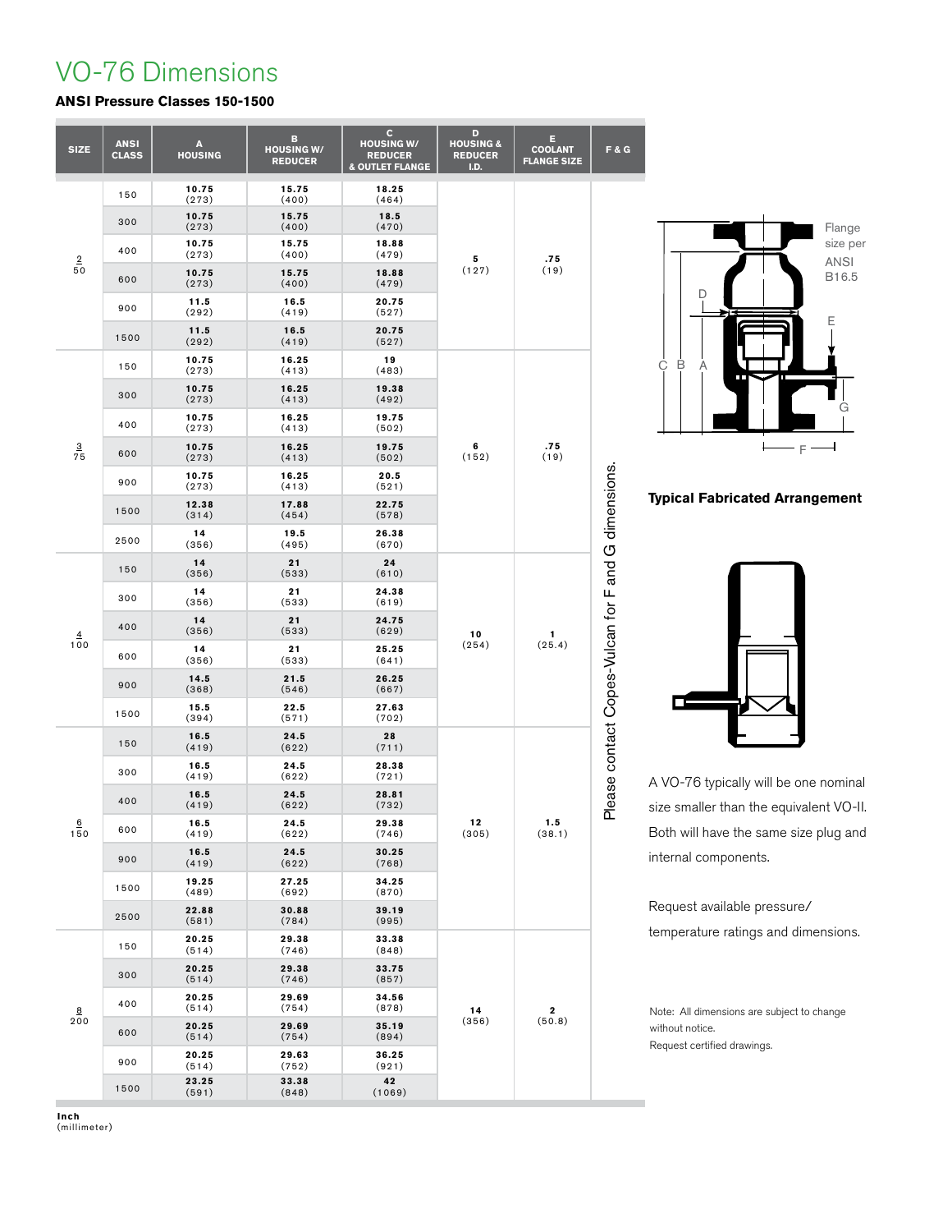# VO-76 Dimensions

**ANSI Pressure Classes 150-1500**

| SIZE | ANSI CLASS | A HOUSING | B HOUSING W/ REDUCER | C HOUSING W/ REDUCER & OUTLET FLANGE | D HOUSING & REDUCER I.D. | E COOLANT FLANGE SIZE | F & G |
|---|---|---|---|---|---|---|---|
| 2/50 | 150 | **10.75** (273) | **15.75** (400) | **18.25** (464) | **5** (127) | **.75** (19) | Please contact Copes-Vulcan for F and G dimensions. |
| | 300 | **10.75** (273) | **15.75** (400) | **18.5** (470) | | | |
| | 400 | **10.75** (273) | **15.75** (400) | **18.88** (479) | | | |
| | 600 | **10.75** (273) | **15.75** (400) | **18.88** (479) | | | |
| | 900 | **11.5** (292) | **16.5** (419) | **20.75** (527) | | | |
| | 1500 | **11.5** (292) | **16.5** (419) | **20.75** (527) | | | |
| 3/75 | 150 | **10.75** (273) | **16.25** (413) | **19** (483) | **6** (152) | **.75** (19) | |
| | 300 | **10.75** (273) | **16.25** (413) | **19.38** (492) | | | |
| | 400 | **10.75** (273) | **16.25** (413) | **19.75** (502) | | | |
| | 600 | **10.75** (273) | **16.25** (413) | **19.75** (502) | | | |
| | 900 | **10.75** (273) | **16.25** (413) | **20.5** (521) | | | |
| | 1500 | **12.38** (314) | **17.88** (454) | **22.75** (578) | | | |
| | 2500 | **14** (356) | **19.5** (495) | **26.38** (670) | | | |
| 4/100 | 150 | **14** (356) | **21** (533) | **24** (610) | **10** (254) | **1** (25.4) | |
| | 300 | **14** (356) | **21** (533) | **24.38** (619) | | | |
| | 400 | **14** (356) | **21** (533) | **24.75** (629) | | | |
| | 600 | **14** (356) | **21** (533) | **25.25** (641) | | | |
| | 900 | **14.5** (368) | **21.5** (546) | **26.25** (667) | | | |
| | 1500 | **15.5** (394) | **22.5** (571) | **27.63** (702) | | | |
| 6/150 | 150 | **16.5** (419) | **24.5** (622) | **28** (711) | **12** (305) | **1.5** (38.1) | |
| | 300 | **16.5** (419) | **24.5** (622) | **28.38** (721) | | | |
| | 400 | **16.5** (419) | **24.5** (622) | **28.81** (732) | | | |
| | 600 | **16.5** (419) | **24.5** (622) | **29.38** (746) | | | |
| | 900 | **16.5** (419) | **24.5** (622) | **30.25** (768) | | | |
| | 1500 | **19.25** (489) | **27.25** (692) | **34.25** (870) | | | |
| | 2500 | **22.88** (581) | **30.88** (784) | **39.19** (995) | | | |
| 8/200 | 150 | **20.25** (514) | **29.38** (746) | **33.38** (848) | **14** (356) | **2** (50.8) | |
| | 300 | **20.25** (514) | **29.38** (746) | **33.75** (857) | | | |
| | 400 | **20.25** (514) | **29.69** (754) | **34.56** (878) | | | |
| | 600 | **20.25** (514) | **29.69** (754) | **35.19** (894) | | | |
| | 900 | **20.25** (514) | **29.63** (752) | **36.25** (921) | | | |
| | 1500 | **23.25** (591) | **33.38** (848) | **42** (1069) | | | |

**Inch**
(millimeter)

Flange size per ANSI B16.5

**Typical Fabricated Arrangement**

A VO-76 typically will be one nominal size smaller than the equivalent VO-II. Both will have the same size plug and internal components.

Request available pressure/temperature ratings and dimensions.

Note: All dimensions are subject to change without notice.
Request certified drawings.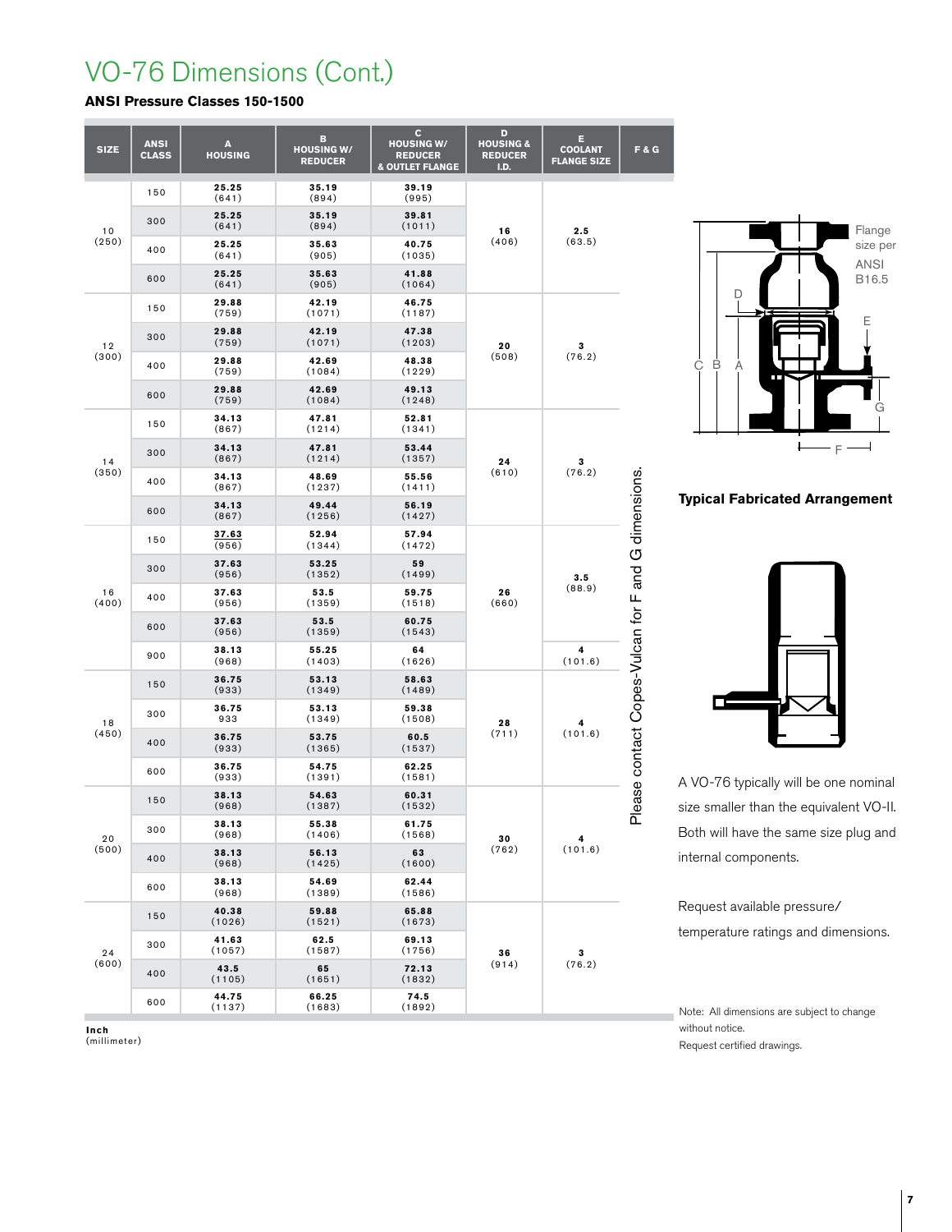# VO-76 Dimensions (Cont.)

**ANSI Pressure Classes 150-1500**

| SIZE | ANSI CLASS | A HOUSING | B HOUSING W/ REDUCER | C HOUSING W/ REDUCER & OUTLET FLANGE | D HOUSING & REDUCER I.D. | E COOLANT FLANGE SIZE | F & G |
|---|---|---|---|---|---|---|---|
| 10 (250) | 150 | 25.25 (641) | 35.19 (894) | 39.19 (995) | 16 (406) | 2.5 (63.5) | Please contact Copes-Vulcan for F and G dimensions. |
| | 300 | 25.25 (641) | 35.19 (894) | 39.81 (1011) | | | |
| | 400 | 25.25 (641) | 35.63 (905) | 40.75 (1035) | | | |
| | 600 | 25.25 (641) | 35.63 (905) | 41.88 (1064) | | | |
| 12 (300) | 150 | 29.88 (759) | 42.19 (1071) | 46.75 (1187) | 20 (508) | 3 (76.2) | |
| | 300 | 29.88 (759) | 42.19 (1071) | 47.38 (1203) | | | |
| | 400 | 29.88 (759) | 42.69 (1084) | 48.38 (1229) | | | |
| | 600 | 29.88 (759) | 42.69 (1084) | 49.13 (1248) | | | |
| 14 (350) | 150 | 34.13 (867) | 47.81 (1214) | 52.81 (1341) | 24 (610) | 3 (76.2) | |
| | 300 | 34.13 (867) | 47.81 (1214) | 53.44 (1357) | | | |
| | 400 | 34.13 (867) | 48.69 (1237) | 55.56 (1411) | | | |
| | 600 | 34.13 (867) | 49.44 (1256) | 56.19 (1427) | | | |
| 16 (400) | 150 | 37.63 (956) | 52.94 (1344) | 57.94 (1472) | 26 (660) | 3.5 (88.9) | |
| | 300 | 37.63 (956) | 53.25 (1352) | 59 (1499) | | | |
| | 400 | 37.63 (956) | 53.5 (1359) | 59.75 (1518) | | | |
| | 600 | 37.63 (956) | 53.5 (1359) | 60.75 (1543) | | | |
| | 900 | 38.13 (968) | 55.25 (1403) | 64 (1626) | | 4 (101.6) | |
| 18 (450) | 150 | 36.75 (933) | 53.13 (1349) | 58.63 (1489) | 28 (711) | 4 (101.6) | |
| | 300 | 36.75 933 | 53.13 (1349) | 59.38 (1508) | | | |
| | 400 | 36.75 (933) | 53.75 (1365) | 60.5 (1537) | | | |
| | 600 | 36.75 (933) | 54.75 (1391) | 62.25 (1581) | | | |
| 20 (500) | 150 | 38.13 (968) | 54.63 (1387) | 60.31 (1532) | 30 (762) | 4 (101.6) | |
| | 300 | 38.13 (968) | 55.38 (1406) | 61.75 (1568) | | | |
| | 400 | 38.13 (968) | 56.13 (1425) | 63 (1600) | | | |
| | 600 | 38.13 (968) | 54.69 (1389) | 62.44 (1586) | | | |
| 24 (600) | 150 | 40.38 (1026) | 59.88 (1521) | 65.88 (1673) | 36 (914) | 3 (76.2) | |
| | 300 | 41.63 (1057) | 62.5 (1587) | 69.13 (1756) | | | |
| | 400 | 43.5 (1105) | 65 (1651) | 72.13 (1832) | | | |
| | 600 | 44.75 (1137) | 66.25 (1683) | 74.5 (1892) | | | |

**Inch**
(millimeter)

Flange size per ANSI B16.5

**Typical Fabricated Arrangement**

A VO-76 typically will be one nominal size smaller than the equivalent VO-II. Both will have the same size plug and internal components.

Request available pressure/temperature ratings and dimensions.

Note: All dimensions are subject to change without notice.
Request certified drawings.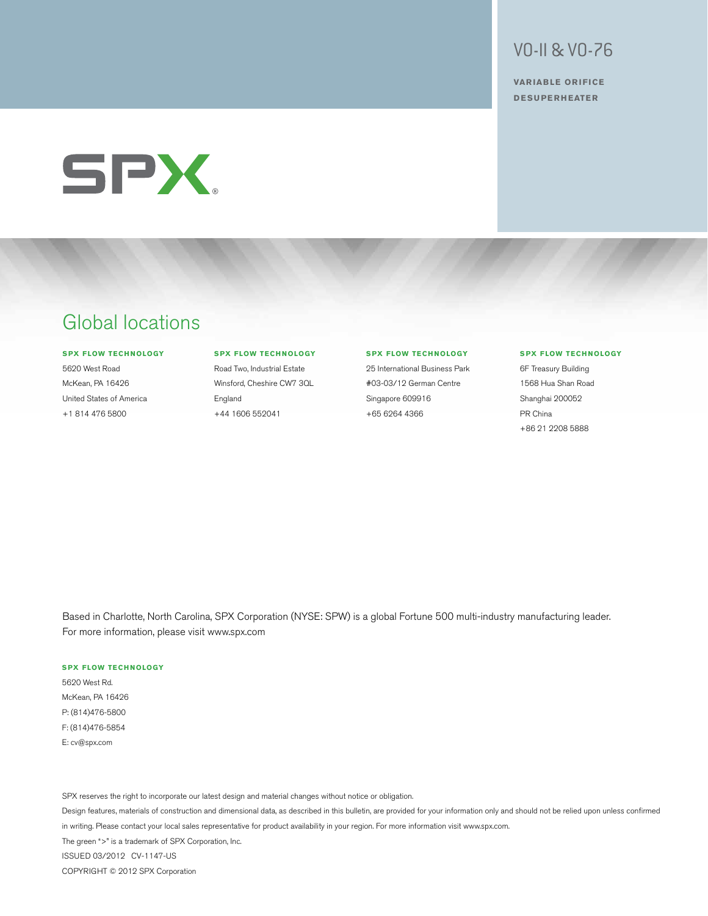VO-II & VO-76

**VARIABLE ORIFICE DESUPERHEATER**

SPX®

## Global locations

**SPX FLOW TECHNOLOGY**
5620 West Road
McKean, PA 16426
United States of America
+1 814 476 5800

**SPX FLOW TECHNOLOGY**
Road Two, Industrial Estate
Winsford, Cheshire CW7 3QL
England
+44 1606 552041

**SPX FLOW TECHNOLOGY**
25 International Business Park
#03-03/12 German Centre
Singapore 609916
+65 6264 4366

**SPX FLOW TECHNOLOGY**
6F Treasury Building
1568 Hua Shan Road
Shanghai 200052
PR China
+86 21 2208 5888

Based in Charlotte, North Carolina, SPX Corporation (NYSE: SPW) is a global Fortune 500 multi-industry manufacturing leader. For more information, please visit www.spx.com

**SPX FLOW TECHNOLOGY**
5620 West Rd.
McKean, PA 16426
P: (814)476-5800
F: (814)476-5854
E: cv@spx.com

SPX reserves the right to incorporate our latest design and material changes without notice or obligation.
Design features, materials of construction and dimensional data, as described in this bulletin, are provided for your information only and should not be relied upon unless confirmed in writing. Please contact your local sales representative for product availability in your region. For more information visit www.spx.com.
The green ">" is a trademark of SPX Corporation, Inc.
ISSUED 03/2012 CV-1147-US
COPYRIGHT © 2012 SPX Corporation